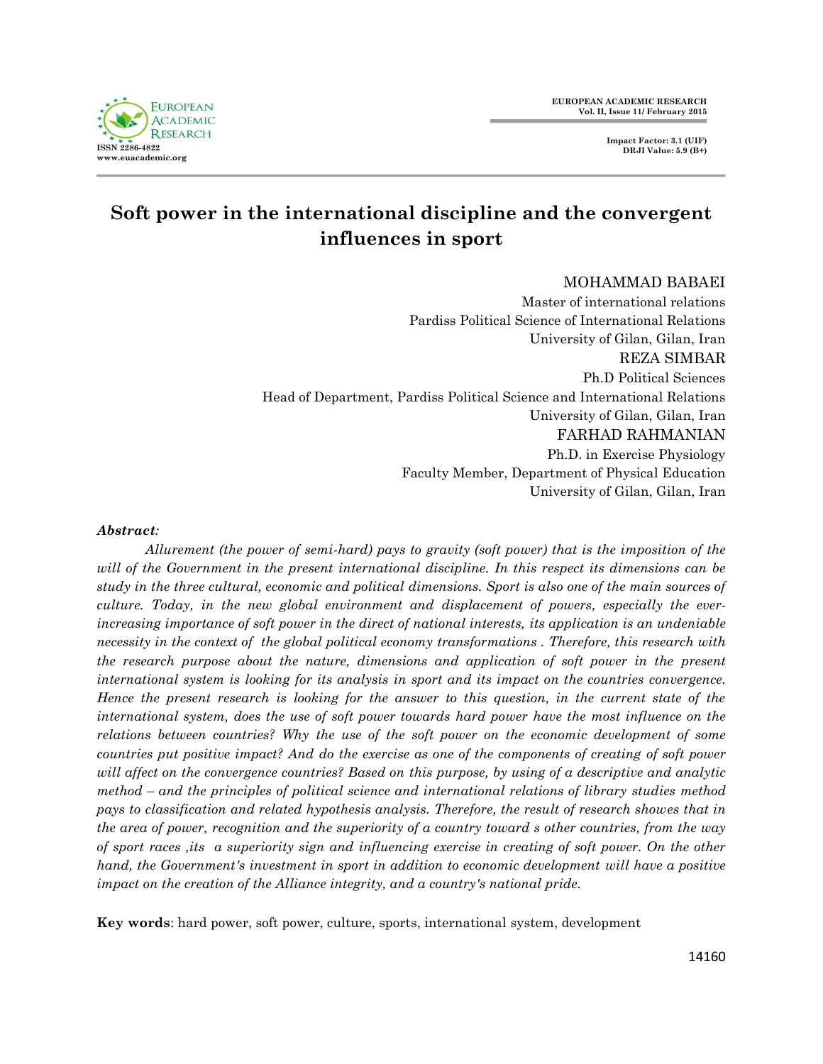# Soft power in the international discipline and the convergent influences in sport

MOHAMMAD BABAEI
Master of international relations
Pardiss Political Science of International Relations
University of Gilan, Gilan, Iran

REZA SIMBAR
Ph.D Political Sciences
Head of Department, Pardiss Political Science and International Relations
University of Gilan, Gilan, Iran

FARHAD RAHMANIAN
Ph.D. in Exercise Physiology
Faculty Member, Department of Physical Education
University of Gilan, Gilan, Iran

***Abstract:***

*Allurement (the power of semi-hard) pays to gravity (soft power) that is the imposition of the will of the Government in the present international discipline. In this respect its dimensions can be study in the three cultural, economic and political dimensions. Sport is also one of the main sources of culture. Today, in the new global environment and displacement of powers, especially the ever-increasing importance of soft power in the direct of national interests, its application is an undeniable necessity in the context of the global political economy transformations . Therefore, this research with the research purpose about the nature, dimensions and application of soft power in the present international system is looking for its analysis in sport and its impact on the countries convergence. Hence the present research is looking for the answer to this question, in the current state of the international system, does the use of soft power towards hard power have the most influence on the relations between countries? Why the use of the soft power on the economic development of some countries put positive impact? And do the exercise as one of the components of creating of soft power will affect on the convergence countries? Based on this purpose, by using of a descriptive and analytic method – and the principles of political science and international relations of library studies method pays to classification and related hypothesis analysis. Therefore, the result of research showes that in the area of power, recognition and the superiority of a country toward s other countries, from the way of sport races ,its a superiority sign and influencing exercise in creating of soft power. On the other hand, the Government's investment in sport in addition to economic development will have a positive impact on the creation of the Alliance integrity, and a country's national pride.*

**Key words**: hard power, soft power, culture, sports, international system, development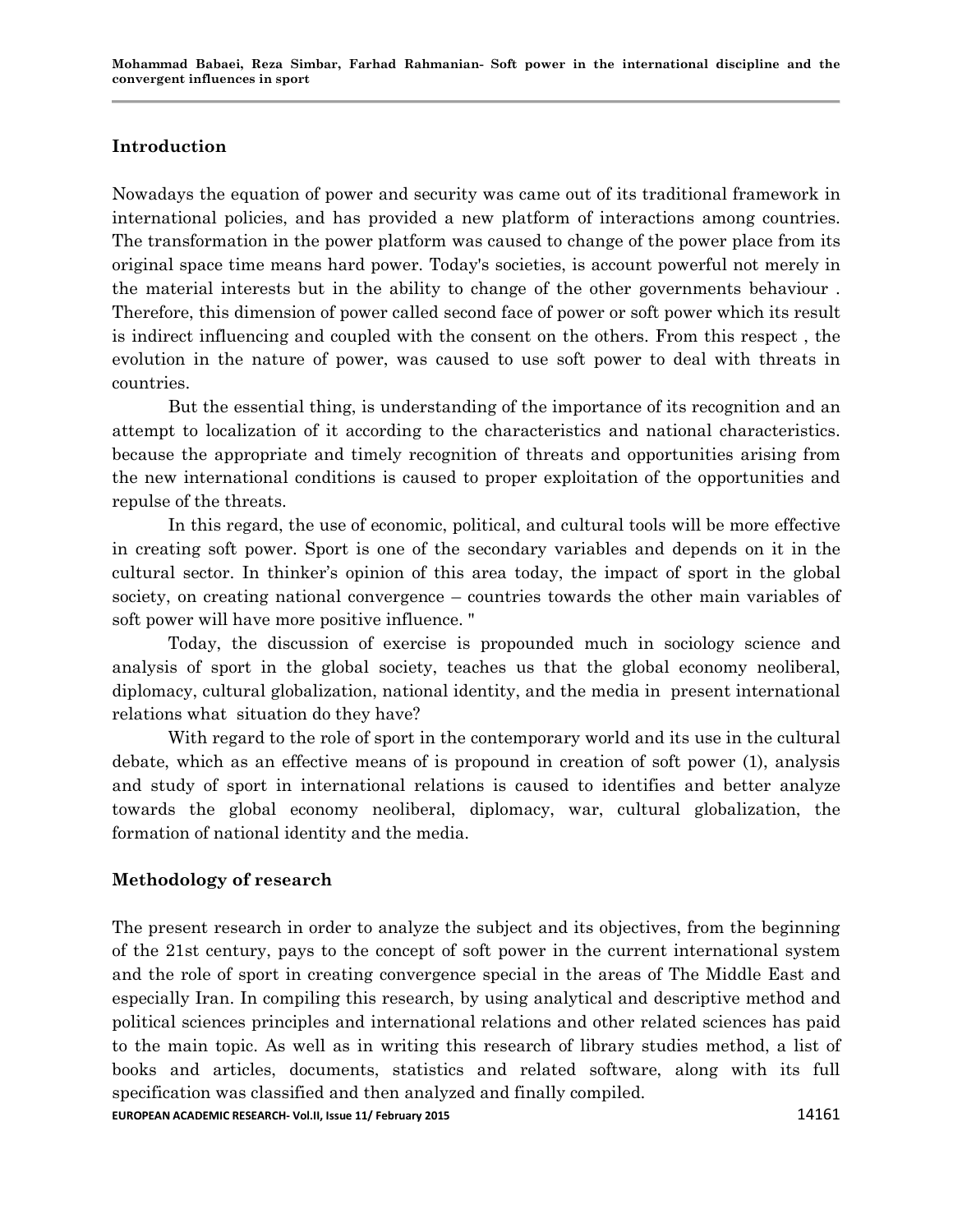## Introduction

Nowadays the equation of power and security was came out of its traditional framework in international policies, and has provided a new platform of interactions among countries. The transformation in the power platform was caused to change of the power place from its original space time means hard power. Today's societies, is account powerful not merely in the material interests but in the ability to change of the other governments behaviour . Therefore, this dimension of power called second face of power or soft power which its result is indirect influencing and coupled with the consent on the others. From this respect , the evolution in the nature of power, was caused to use soft power to deal with threats in countries.

But the essential thing, is understanding of the importance of its recognition and an attempt to localization of it according to the characteristics and national characteristics. because the appropriate and timely recognition of threats and opportunities arising from the new international conditions is caused to proper exploitation of the opportunities and repulse of the threats.

In this regard, the use of economic, political, and cultural tools will be more effective in creating soft power. Sport is one of the secondary variables and depends on it in the cultural sector. In thinker's opinion of this area today, the impact of sport in the global society, on creating national convergence – countries towards the other main variables of soft power will have more positive influence. "

Today, the discussion of exercise is propounded much in sociology science and analysis of sport in the global society, teaches us that the global economy neoliberal, diplomacy, cultural globalization, national identity, and the media in present international relations what situation do they have?

With regard to the role of sport in the contemporary world and its use in the cultural debate, which as an effective means of is propound in creation of soft power (1), analysis and study of sport in international relations is caused to identifies and better analyze towards the global economy neoliberal, diplomacy, war, cultural globalization, the formation of national identity and the media.

## Methodology of research

The present research in order to analyze the subject and its objectives, from the beginning of the 21st century, pays to the concept of soft power in the current international system and the role of sport in creating convergence special in the areas of The Middle East and especially Iran. In compiling this research, by using analytical and descriptive method and political sciences principles and international relations and other related sciences has paid to the main topic. As well as in writing this research of library studies method, a list of books and articles, documents, statistics and related software, along with its full specification was classified and then analyzed and finally compiled.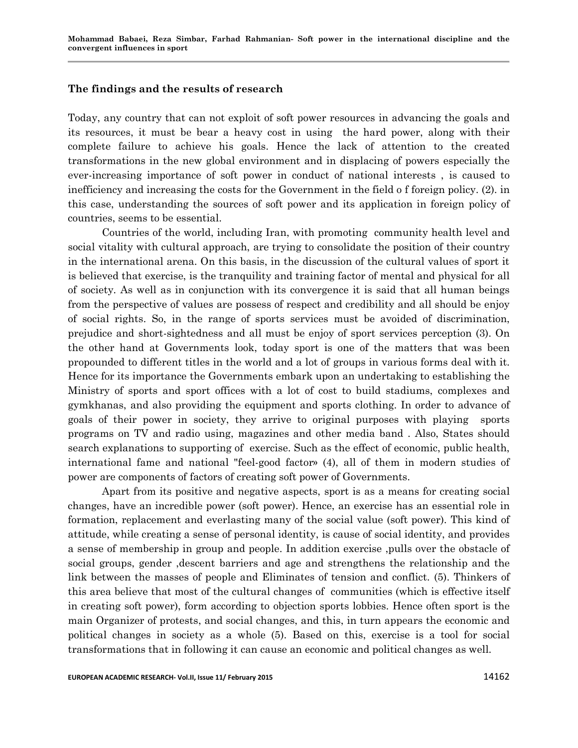### The findings and the results of research

Today, any country that can not exploit of soft power resources in advancing the goals and its resources, it must be bear a heavy cost in using the hard power, along with their complete failure to achieve his goals. Hence the lack of attention to the created transformations in the new global environment and in displacing of powers especially the ever-increasing importance of soft power in conduct of national interests , is caused to inefficiency and increasing the costs for the Government in the field o f foreign policy. (2). in this case, understanding the sources of soft power and its application in foreign policy of countries, seems to be essential.

Countries of the world, including Iran, with promoting community health level and social vitality with cultural approach, are trying to consolidate the position of their country in the international arena. On this basis, in the discussion of the cultural values of sport it is believed that exercise, is the tranquility and training factor of mental and physical for all of society. As well as in conjunction with its convergence it is said that all human beings from the perspective of values are possess of respect and credibility and all should be enjoy of social rights. So, in the range of sports services must be avoided of discrimination, prejudice and short-sightedness and all must be enjoy of sport services perception (3). On the other hand at Governments look, today sport is one of the matters that was been propounded to different titles in the world and a lot of groups in various forms deal with it. Hence for its importance the Governments embark upon an undertaking to establishing the Ministry of sports and sport offices with a lot of cost to build stadiums, complexes and gymkhanas, and also providing the equipment and sports clothing. In order to advance of goals of their power in society, they arrive to original purposes with playing sports programs on TV and radio using, magazines and other media band . Also, States should search explanations to supporting of exercise. Such as the effect of economic, public health, international fame and national "feel-good factor» (4), all of them in modern studies of power are components of factors of creating soft power of Governments.

Apart from its positive and negative aspects, sport is as a means for creating social changes, have an incredible power (soft power). Hence, an exercise has an essential role in formation, replacement and everlasting many of the social value (soft power). This kind of attitude, while creating a sense of personal identity, is cause of social identity, and provides a sense of membership in group and people. In addition exercise ,pulls over the obstacle of social groups, gender ,descent barriers and age and strengthens the relationship and the link between the masses of people and Eliminates of tension and conflict. (5). Thinkers of this area believe that most of the cultural changes of communities (which is effective itself in creating soft power), form according to objection sports lobbies. Hence often sport is the main Organizer of protests, and social changes, and this, in turn appears the economic and political changes in society as a whole (5). Based on this, exercise is a tool for social transformations that in following it can cause an economic and political changes as well.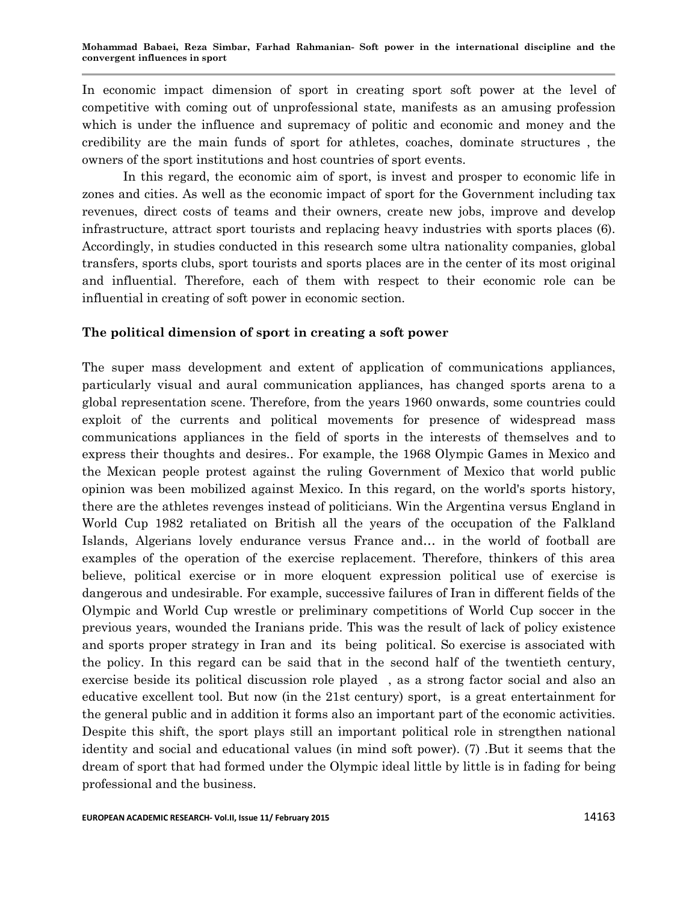In economic impact dimension of sport in creating sport soft power at the level of competitive with coming out of unprofessional state, manifests as an amusing profession which is under the influence and supremacy of politic and economic and money and the credibility are the main funds of sport for athletes, coaches, dominate structures , the owners of the sport institutions and host countries of sport events.

In this regard, the economic aim of sport, is invest and prosper to economic life in zones and cities. As well as the economic impact of sport for the Government including tax revenues, direct costs of teams and their owners, create new jobs, improve and develop infrastructure, attract sport tourists and replacing heavy industries with sports places (6). Accordingly, in studies conducted in this research some ultra nationality companies, global transfers, sports clubs, sport tourists and sports places are in the center of its most original and influential. Therefore, each of them with respect to their economic role can be influential in creating of soft power in economic section.

## The political dimension of sport in creating a soft power

The super mass development and extent of application of communications appliances, particularly visual and aural communication appliances, has changed sports arena to a global representation scene. Therefore, from the years 1960 onwards, some countries could exploit of the currents and political movements for presence of widespread mass communications appliances in the field of sports in the interests of themselves and to express their thoughts and desires.. For example, the 1968 Olympic Games in Mexico and the Mexican people protest against the ruling Government of Mexico that world public opinion was been mobilized against Mexico. In this regard, on the world's sports history, there are the athletes revenges instead of politicians. Win the Argentina versus England in World Cup 1982 retaliated on British all the years of the occupation of the Falkland Islands, Algerians lovely endurance versus France and… in the world of football are examples of the operation of the exercise replacement. Therefore, thinkers of this area believe, political exercise or in more eloquent expression political use of exercise is dangerous and undesirable. For example, successive failures of Iran in different fields of the Olympic and World Cup wrestle or preliminary competitions of World Cup soccer in the previous years, wounded the Iranians pride. This was the result of lack of policy existence and sports proper strategy in Iran and its being political. So exercise is associated with the policy. In this regard can be said that in the second half of the twentieth century, exercise beside its political discussion role played , as a strong factor social and also an educative excellent tool. But now (in the 21st century) sport, is a great entertainment for the general public and in addition it forms also an important part of the economic activities. Despite this shift, the sport plays still an important political role in strengthen national identity and social and educational values (in mind soft power). (7) .But it seems that the dream of sport that had formed under the Olympic ideal little by little is in fading for being professional and the business.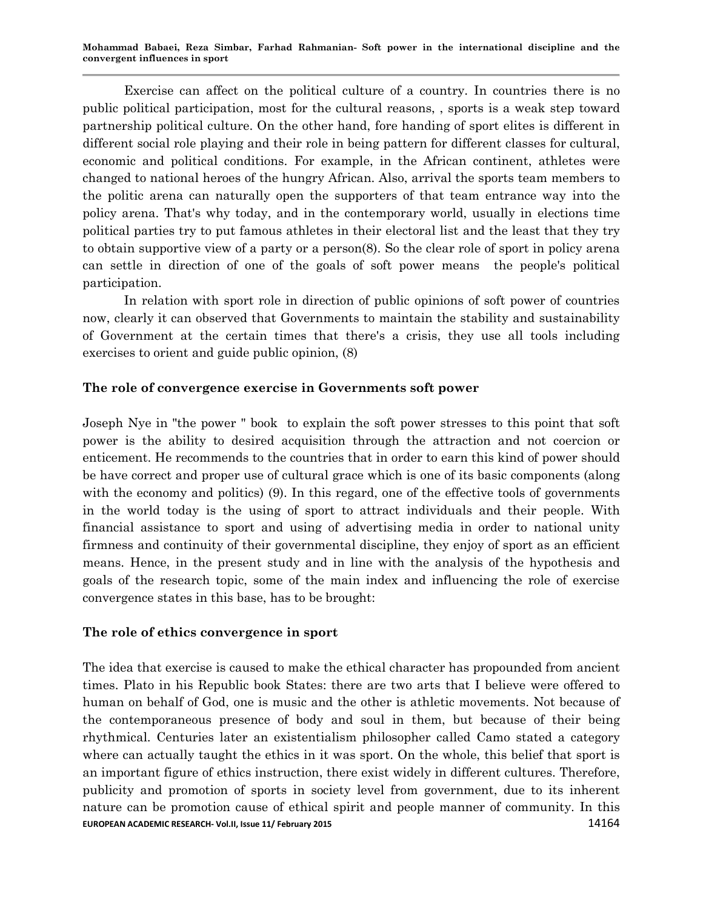Exercise can affect on the political culture of a country. In countries there is no public political participation, most for the cultural reasons, , sports is a weak step toward partnership political culture. On the other hand, fore handing of sport elites is different in different social role playing and their role in being pattern for different classes for cultural, economic and political conditions. For example, in the African continent, athletes were changed to national heroes of the hungry African. Also, arrival the sports team members to the politic arena can naturally open the supporters of that team entrance way into the policy arena. That's why today, and in the contemporary world, usually in elections time political parties try to put famous athletes in their electoral list and the least that they try to obtain supportive view of a party or a person(8). So the clear role of sport in policy arena can settle in direction of one of the goals of soft power means the people's political participation.

In relation with sport role in direction of public opinions of soft power of countries now, clearly it can observed that Governments to maintain the stability and sustainability of Government at the certain times that there's a crisis, they use all tools including exercises to orient and guide public opinion, (8)

## The role of convergence exercise in Governments soft power

Joseph Nye in "the power " book to explain the soft power stresses to this point that soft power is the ability to desired acquisition through the attraction and not coercion or enticement. He recommends to the countries that in order to earn this kind of power should be have correct and proper use of cultural grace which is one of its basic components (along with the economy and politics) (9). In this regard, one of the effective tools of governments in the world today is the using of sport to attract individuals and their people. With financial assistance to sport and using of advertising media in order to national unity firmness and continuity of their governmental discipline, they enjoy of sport as an efficient means. Hence, in the present study and in line with the analysis of the hypothesis and goals of the research topic, some of the main index and influencing the role of exercise convergence states in this base, has to be brought:

## The role of ethics convergence in sport

The idea that exercise is caused to make the ethical character has propounded from ancient times. Plato in his Republic book States: there are two arts that I believe were offered to human on behalf of God, one is music and the other is athletic movements. Not because of the contemporaneous presence of body and soul in them, but because of their being rhythmical. Centuries later an existentialism philosopher called Camo stated a category where can actually taught the ethics in it was sport. On the whole, this belief that sport is an important figure of ethics instruction, there exist widely in different cultures. Therefore, publicity and promotion of sports in society level from government, due to its inherent nature can be promotion cause of ethical spirit and people manner of community. In this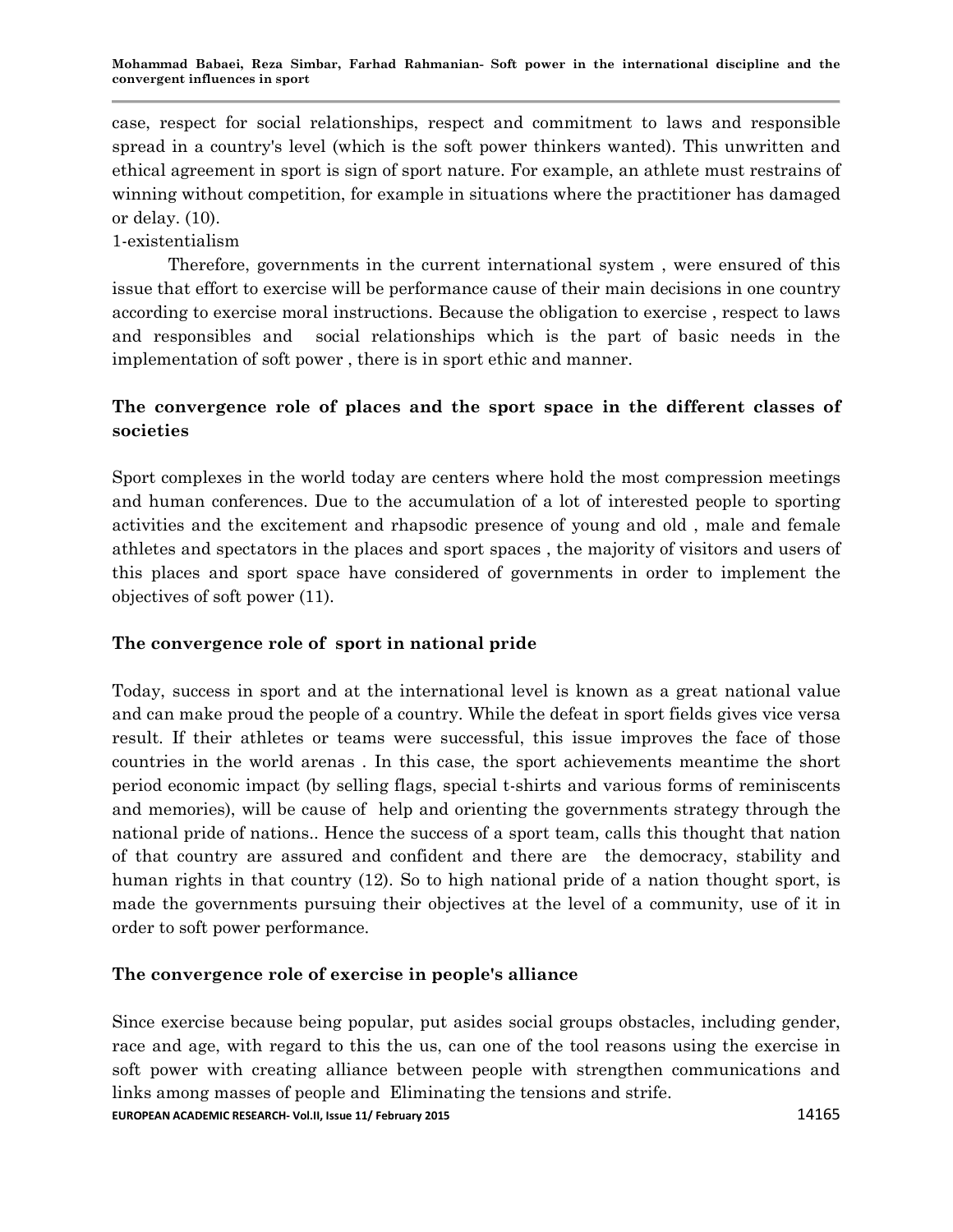case, respect for social relationships, respect and commitment to laws and responsible spread in a country's level (which is the soft power thinkers wanted). This unwritten and ethical agreement in sport is sign of sport nature. For example, an athlete must restrains of winning without competition, for example in situations where the practitioner has damaged or delay. (10).

1-existentialism

Therefore, governments in the current international system , were ensured of this issue that effort to exercise will be performance cause of their main decisions in one country according to exercise moral instructions. Because the obligation to exercise , respect to laws and responsibles and social relationships which is the part of basic needs in the implementation of soft power , there is in sport ethic and manner.

## The convergence role of places and the sport space in the different classes of societies

Sport complexes in the world today are centers where hold the most compression meetings and human conferences. Due to the accumulation of a lot of interested people to sporting activities and the excitement and rhapsodic presence of young and old , male and female athletes and spectators in the places and sport spaces , the majority of visitors and users of this places and sport space have considered of governments in order to implement the objectives of soft power (11).

## The convergence role of sport in national pride

Today, success in sport and at the international level is known as a great national value and can make proud the people of a country. While the defeat in sport fields gives vice versa result. If their athletes or teams were successful, this issue improves the face of those countries in the world arenas . In this case, the sport achievements meantime the short period economic impact (by selling flags, special t-shirts and various forms of reminiscents and memories), will be cause of help and orienting the governments strategy through the national pride of nations.. Hence the success of a sport team, calls this thought that nation of that country are assured and confident and there are the democracy, stability and human rights in that country (12). So to high national pride of a nation thought sport, is made the governments pursuing their objectives at the level of a community, use of it in order to soft power performance.

## The convergence role of exercise in people's alliance

Since exercise because being popular, put asides social groups obstacles, including gender, race and age, with regard to this the us, can one of the tool reasons using the exercise in soft power with creating alliance between people with strengthen communications and links among masses of people and Eliminating the tensions and strife.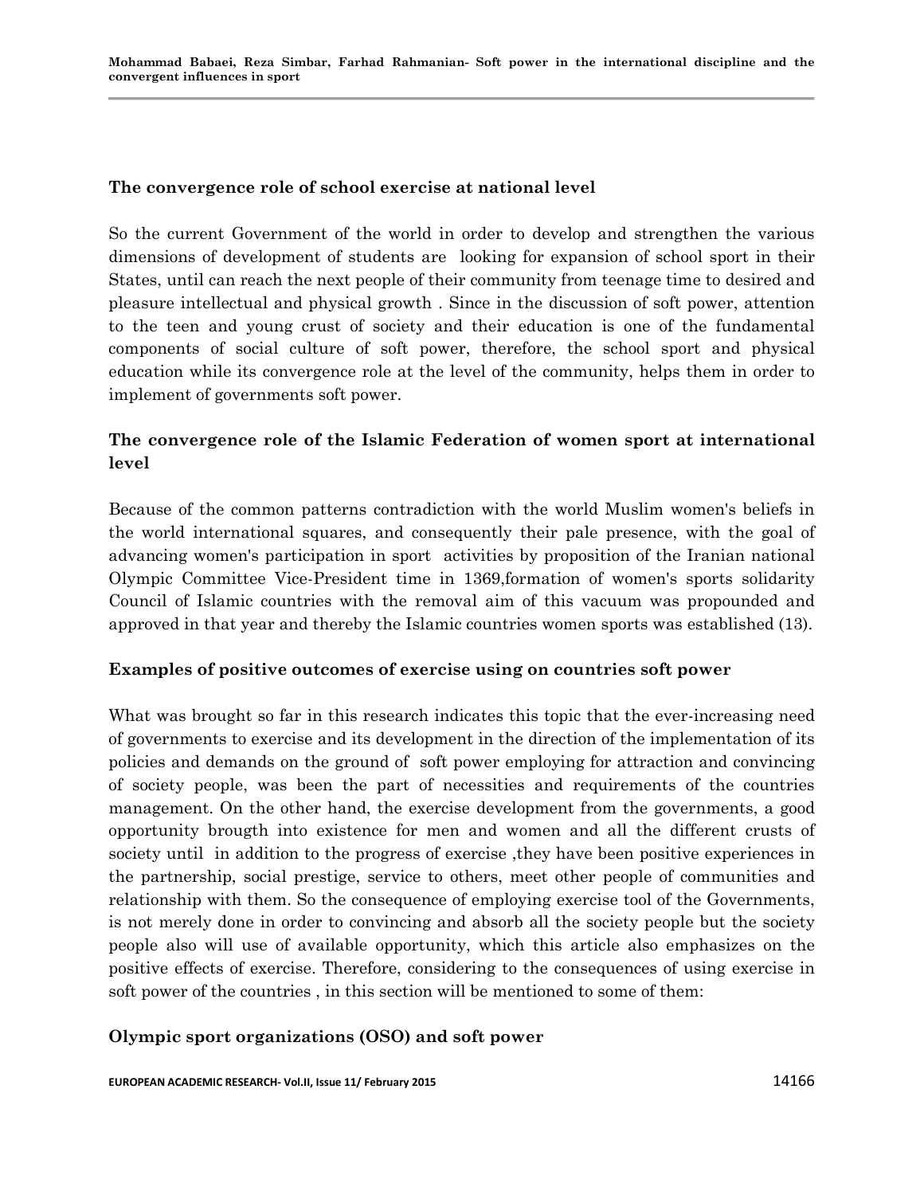**The convergence role of school exercise at national level**

So the current Government of the world in order to develop and strengthen the various dimensions of development of students are looking for expansion of school sport in their States, until can reach the next people of their community from teenage time to desired and pleasure intellectual and physical growth . Since in the discussion of soft power, attention to the teen and young crust of society and their education is one of the fundamental components of social culture of soft power, therefore, the school sport and physical education while its convergence role at the level of the community, helps them in order to implement of governments soft power.

**The convergence role of the Islamic Federation of women sport at international level**

Because of the common patterns contradiction with the world Muslim women's beliefs in the world international squares, and consequently their pale presence, with the goal of advancing women's participation in sport activities by proposition of the Iranian national Olympic Committee Vice-President time in 1369,formation of women's sports solidarity Council of Islamic countries with the removal aim of this vacuum was propounded and approved in that year and thereby the Islamic countries women sports was established (13).

**Examples of positive outcomes of exercise using on countries soft power**

What was brought so far in this research indicates this topic that the ever-increasing need of governments to exercise and its development in the direction of the implementation of its policies and demands on the ground of soft power employing for attraction and convincing of society people, was been the part of necessities and requirements of the countries management. On the other hand, the exercise development from the governments, a good opportunity brougth into existence for men and women and all the different crusts of society until in addition to the progress of exercise ,they have been positive experiences in the partnership, social prestige, service to others, meet other people of communities and relationship with them. So the consequence of employing exercise tool of the Governments, is not merely done in order to convincing and absorb all the society people but the society people also will use of available opportunity, which this article also emphasizes on the positive effects of exercise. Therefore, considering to the consequences of using exercise in soft power of the countries , in this section will be mentioned to some of them:

**Olympic sport organizations (OSO) and soft power**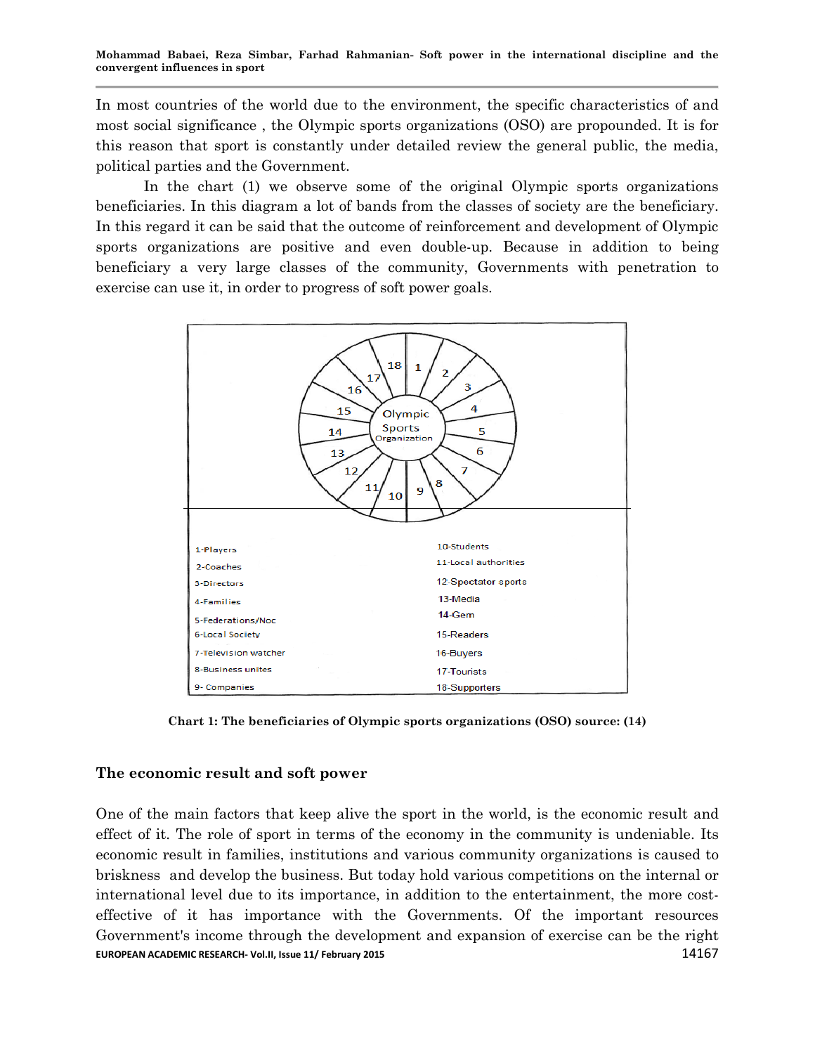In most countries of the world due to the environment, the specific characteristics of and most social significance , the Olympic sports organizations (OSO) are propounded. It is for this reason that sport is constantly under detailed review the general public, the media, political parties and the Government.

In the chart (1) we observe some of the original Olympic sports organizations beneficiaries. In this diagram a lot of bands from the classes of society are the beneficiary. In this regard it can be said that the outcome of reinforcement and development of Olympic sports organizations are positive and even double-up. Because in addition to being beneficiary a very large classes of the community, Governments with penetration to exercise can use it, in order to progress of soft power goals.

| | |
|---|---|
| 1-Players | 10-Students |
| 2-Coaches | 11-Local authorities |
| 3-Directors | 12-Spectator sports |
| 4-Families | 13-Media |
| 5-Federations/Noc | 14-Gem |
| 6-Local Society | 15-Readers |
| 7-Television watcher | 16-Buyers |
| 8-Business unites | 17-Tourists |
| 9- Companies | 18-Supporters |

**Chart 1: The beneficiaries of Olympic sports organizations (OSO) source: (14)**

## The economic result and soft power

One of the main factors that keep alive the sport in the world, is the economic result and effect of it. The role of sport in terms of the economy in the community is undeniable. Its economic result in families, institutions and various community organizations is caused to briskness and develop the business. But today hold various competitions on the internal or international level due to its importance, in addition to the entertainment, the more cost-effective of it has importance with the Governments. Of the important resources Government's income through the development and expansion of exercise can be the right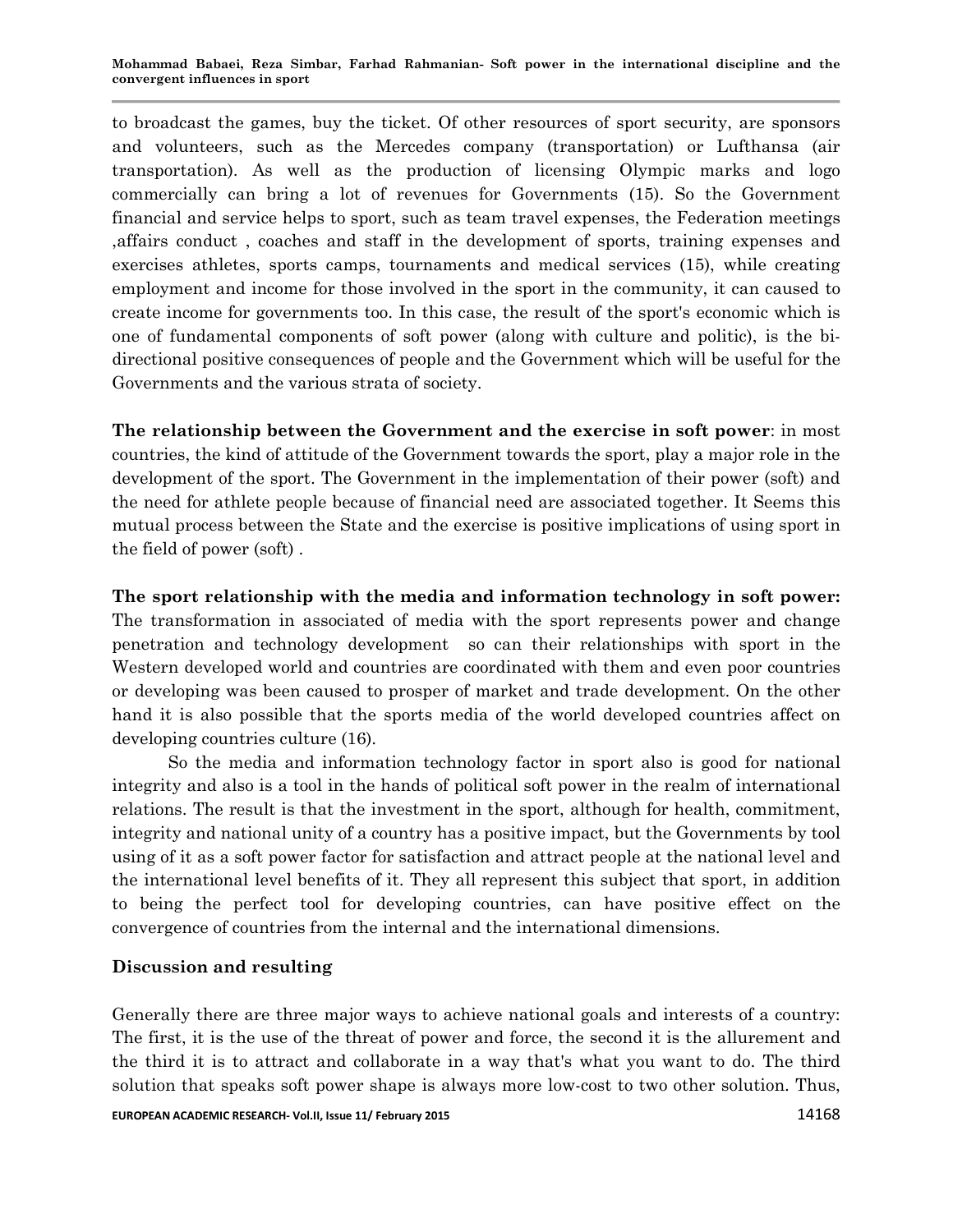to broadcast the games, buy the ticket. Of other resources of sport security, are sponsors and volunteers, such as the Mercedes company (transportation) or Lufthansa (air transportation). As well as the production of licensing Olympic marks and logo commercially can bring a lot of revenues for Governments (15). So the Government financial and service helps to sport, such as team travel expenses, the Federation meetings ,affairs conduct , coaches and staff in the development of sports, training expenses and exercises athletes, sports camps, tournaments and medical services (15), while creating employment and income for those involved in the sport in the community, it can caused to create income for governments too. In this case, the result of the sport's economic which is one of fundamental components of soft power (along with culture and politic), is the bi-directional positive consequences of people and the Government which will be useful for the Governments and the various strata of society.

**The relationship between the Government and the exercise in soft power**: in most countries, the kind of attitude of the Government towards the sport, play a major role in the development of the sport. The Government in the implementation of their power (soft) and the need for athlete people because of financial need are associated together. It Seems this mutual process between the State and the exercise is positive implications of using sport in the field of power (soft) .

**The sport relationship with the media and information technology in soft power:** The transformation in associated of media with the sport represents power and change penetration and technology development so can their relationships with sport in the Western developed world and countries are coordinated with them and even poor countries or developing was been caused to prosper of market and trade development. On the other hand it is also possible that the sports media of the world developed countries affect on developing countries culture (16).

So the media and information technology factor in sport also is good for national integrity and also is a tool in the hands of political soft power in the realm of international relations. The result is that the investment in the sport, although for health, commitment, integrity and national unity of a country has a positive impact, but the Governments by tool using of it as a soft power factor for satisfaction and attract people at the national level and the international level benefits of it. They all represent this subject that sport, in addition to being the perfect tool for developing countries, can have positive effect on the convergence of countries from the internal and the international dimensions.

## Discussion and resulting

Generally there are three major ways to achieve national goals and interests of a country: The first, it is the use of the threat of power and force, the second it is the allurement and the third it is to attract and collaborate in a way that's what you want to do. The third solution that speaks soft power shape is always more low-cost to two other solution. Thus,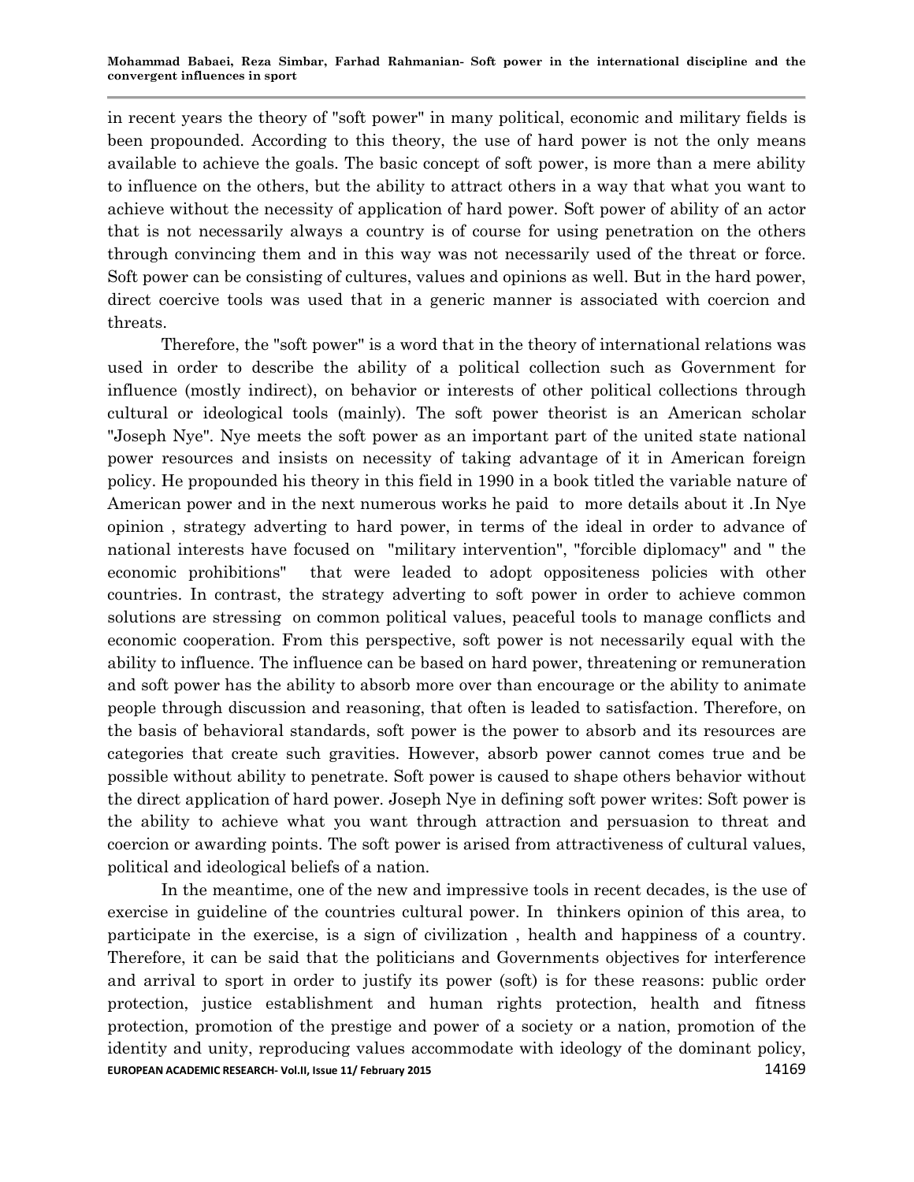in recent years the theory of "soft power" in many political, economic and military fields is been propounded. According to this theory, the use of hard power is not the only means available to achieve the goals. The basic concept of soft power, is more than a mere ability to influence on the others, but the ability to attract others in a way that what you want to achieve without the necessity of application of hard power. Soft power of ability of an actor that is not necessarily always a country is of course for using penetration on the others through convincing them and in this way was not necessarily used of the threat or force. Soft power can be consisting of cultures, values and opinions as well. But in the hard power, direct coercive tools was used that in a generic manner is associated with coercion and threats.

Therefore, the "soft power" is a word that in the theory of international relations was used in order to describe the ability of a political collection such as Government for influence (mostly indirect), on behavior or interests of other political collections through cultural or ideological tools (mainly). The soft power theorist is an American scholar "Joseph Nye". Nye meets the soft power as an important part of the united state national power resources and insists on necessity of taking advantage of it in American foreign policy. He propounded his theory in this field in 1990 in a book titled the variable nature of American power and in the next numerous works he paid to more details about it .In Nye opinion , strategy adverting to hard power, in terms of the ideal in order to advance of national interests have focused on "military intervention", "forcible diplomacy" and " the economic prohibitions" that were leaded to adopt oppositeness policies with other countries. In contrast, the strategy adverting to soft power in order to achieve common solutions are stressing on common political values, peaceful tools to manage conflicts and economic cooperation. From this perspective, soft power is not necessarily equal with the ability to influence. The influence can be based on hard power, threatening or remuneration and soft power has the ability to absorb more over than encourage or the ability to animate people through discussion and reasoning, that often is leaded to satisfaction. Therefore, on the basis of behavioral standards, soft power is the power to absorb and its resources are categories that create such gravities. However, absorb power cannot comes true and be possible without ability to penetrate. Soft power is caused to shape others behavior without the direct application of hard power. Joseph Nye in defining soft power writes: Soft power is the ability to achieve what you want through attraction and persuasion to threat and coercion or awarding points. The soft power is arised from attractiveness of cultural values, political and ideological beliefs of a nation.

In the meantime, one of the new and impressive tools in recent decades, is the use of exercise in guideline of the countries cultural power. In thinkers opinion of this area, to participate in the exercise, is a sign of civilization , health and happiness of a country. Therefore, it can be said that the politicians and Governments objectives for interference and arrival to sport in order to justify its power (soft) is for these reasons: public order protection, justice establishment and human rights protection, health and fitness protection, promotion of the prestige and power of a society or a nation, promotion of the identity and unity, reproducing values accommodate with ideology of the dominant policy,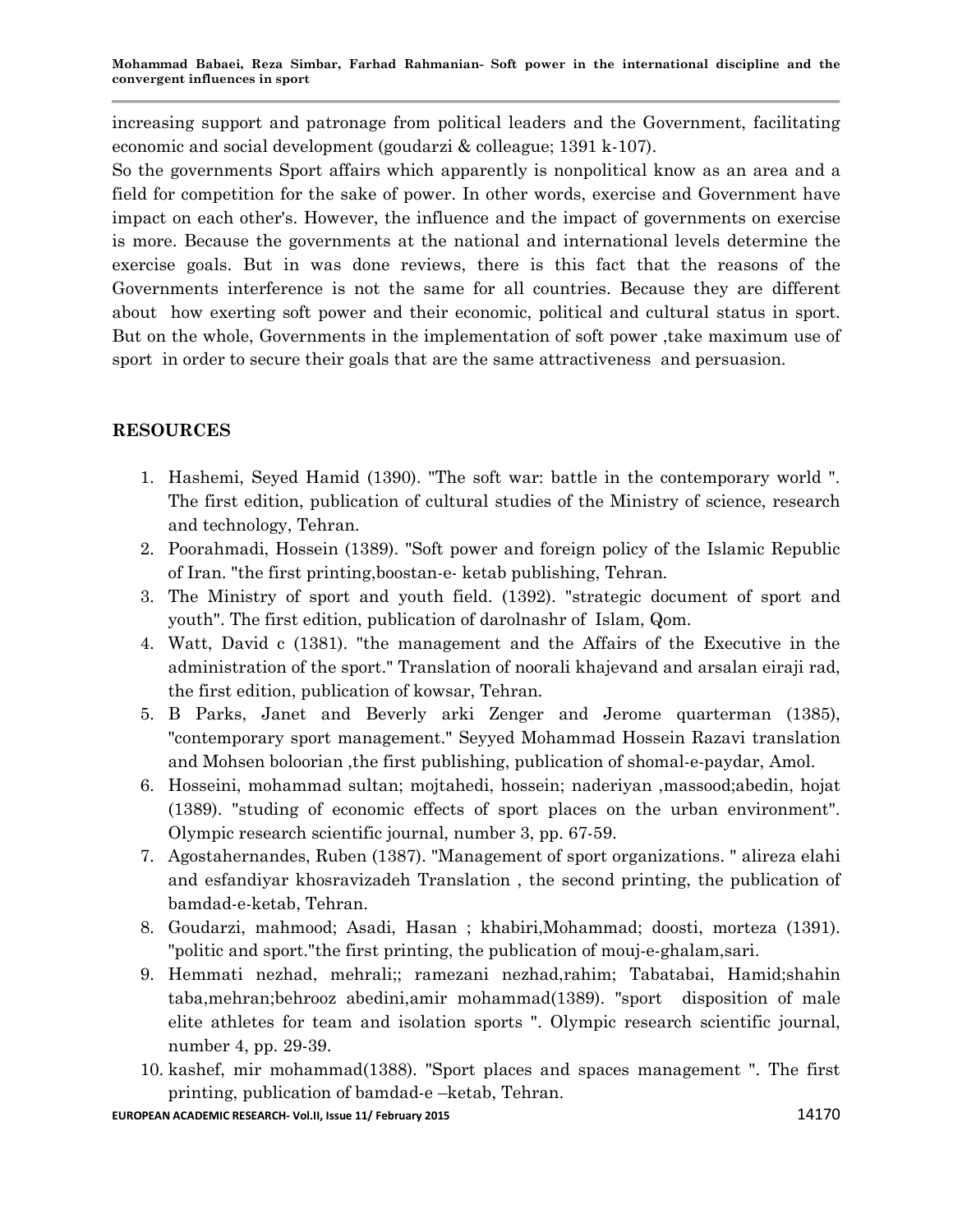increasing support and patronage from political leaders and the Government, facilitating economic and social development (goudarzi & colleague; 1391 k-107).

So the governments Sport affairs which apparently is nonpolitical know as an area and a field for competition for the sake of power. In other words, exercise and Government have impact on each other's. However, the influence and the impact of governments on exercise is more. Because the governments at the national and international levels determine the exercise goals. But in was done reviews, there is this fact that the reasons of the Governments interference is not the same for all countries. Because they are different about how exerting soft power and their economic, political and cultural status in sport. But on the whole, Governments in the implementation of soft power ,take maximum use of sport in order to secure their goals that are the same attractiveness and persuasion.

## RESOURCES

1. Hashemi, Seyed Hamid (1390). "The soft war: battle in the contemporary world ". The first edition, publication of cultural studies of the Ministry of science, research and technology, Tehran.
2. Poorahmadi, Hossein (1389). "Soft power and foreign policy of the Islamic Republic of Iran. "the first printing,boostan-e- ketab publishing, Tehran.
3. The Ministry of sport and youth field. (1392). "strategic document of sport and youth". The first edition, publication of darolnashr of Islam, Qom.
4. Watt, David c (1381). "the management and the Affairs of the Executive in the administration of the sport." Translation of noorali khajevand and arsalan eiraji rad, the first edition, publication of kowsar, Tehran.
5. B Parks, Janet and Beverly arki Zenger and Jerome quarterman (1385), "contemporary sport management." Seyyed Mohammad Hossein Razavi translation and Mohsen boloorian ,the first publishing, publication of shomal-e-paydar, Amol.
6. Hosseini, mohammad sultan; mojtahedi, hossein; naderiyan ,massood;abedin, hojat (1389). "studing of economic effects of sport places on the urban environment". Olympic research scientific journal, number 3, pp. 67-59.
7. Agostahernandes, Ruben (1387). "Management of sport organizations. " alireza elahi and esfandiyar khosravizadeh Translation , the second printing, the publication of bamdad-e-ketab, Tehran.
8. Goudarzi, mahmood; Asadi, Hasan ; khabiri,Mohammad; doosti, morteza (1391). "politic and sport."the first printing, the publication of mouj-e-ghalam,sari.
9. Hemmati nezhad, mehrali;; ramezani nezhad,rahim; Tabatabai, Hamid;shahin taba,mehran;behrooz abedini,amir mohammad(1389). "sport disposition of male elite athletes for team and isolation sports ". Olympic research scientific journal, number 4, pp. 29-39.
10. kashef, mir mohammad(1388). "Sport places and spaces management ". The first printing, publication of bamdad-e –ketab, Tehran.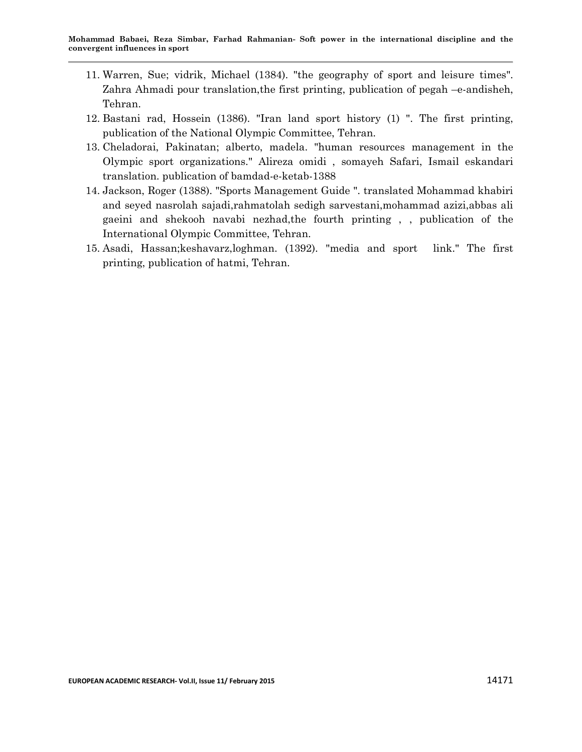11. Warren, Sue; vidrik, Michael (1384). "the geography of sport and leisure times". Zahra Ahmadi pour translation,the first printing, publication of pegah –e-andisheh, Tehran.
12. Bastani rad, Hossein (1386). "Iran land sport history (1) ". The first printing, publication of the National Olympic Committee, Tehran.
13. Cheladorai, Pakinatan; alberto, madela. "human resources management in the Olympic sport organizations." Alireza omidi , somayeh Safari, Ismail eskandari translation. publication of bamdad-e-ketab-1388
14. Jackson, Roger (1388). "Sports Management Guide ". translated Mohammad khabiri and seyed nasrolah sajadi,rahmatolah sedigh sarvestani,mohammad azizi,abbas ali gaeini and shekooh navabi nezhad,the fourth printing , , publication of the International Olympic Committee, Tehran.
15. Asadi, Hassan;keshavarz,loghman. (1392). "media and sport link." The first printing, publication of hatmi, Tehran.